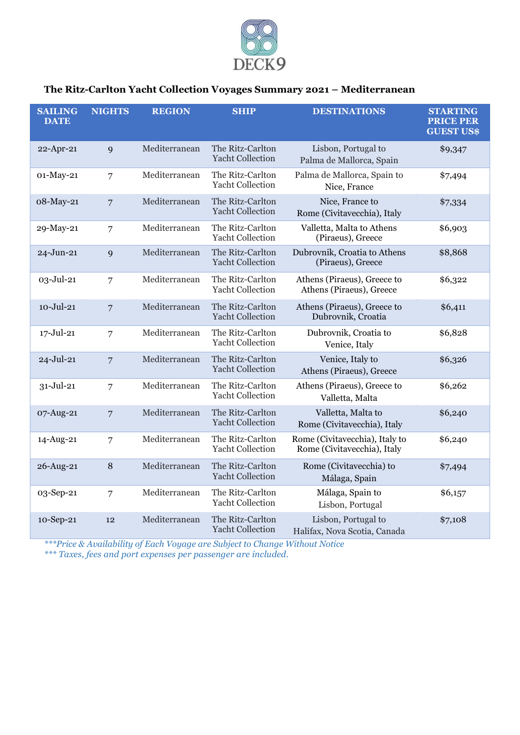DECK9

## The Ritz-Carlton Yacht Collection Voyages Summary 2021 – Mediterranean

| SAILING DATE | NIGHTS | REGION | SHIP | DESTINATIONS | STARTING PRICE PER GUEST US$ |
|---|---|---|---|---|---|
| 22-Apr-21 | 9 | Mediterranean | The Ritz-Carlton Yacht Collection | Lisbon, Portugal to Palma de Mallorca, Spain | $9,347 |
| 01-May-21 | 7 | Mediterranean | The Ritz-Carlton Yacht Collection | Palma de Mallorca, Spain to Nice, France | $7,494 |
| 08-May-21 | 7 | Mediterranean | The Ritz-Carlton Yacht Collection | Nice, France to Rome (Civitavecchia), Italy | $7,334 |
| 29-May-21 | 7 | Mediterranean | The Ritz-Carlton Yacht Collection | Valletta, Malta to Athens (Piraeus), Greece | $6,903 |
| 24-Jun-21 | 9 | Mediterranean | The Ritz-Carlton Yacht Collection | Dubrovnik, Croatia to Athens (Piraeus), Greece | $8,868 |
| 03-Jul-21 | 7 | Mediterranean | The Ritz-Carlton Yacht Collection | Athens (Piraeus), Greece to Athens (Piraeus), Greece | $6,322 |
| 10-Jul-21 | 7 | Mediterranean | The Ritz-Carlton Yacht Collection | Athens (Piraeus), Greece to Dubrovnik, Croatia | $6,411 |
| 17-Jul-21 | 7 | Mediterranean | The Ritz-Carlton Yacht Collection | Dubrovnik, Croatia to Venice, Italy | $6,828 |
| 24-Jul-21 | 7 | Mediterranean | The Ritz-Carlton Yacht Collection | Venice, Italy to Athens (Piraeus), Greece | $6,326 |
| 31-Jul-21 | 7 | Mediterranean | The Ritz-Carlton Yacht Collection | Athens (Piraeus), Greece to Valletta, Malta | $6,262 |
| 07-Aug-21 | 7 | Mediterranean | The Ritz-Carlton Yacht Collection | Valletta, Malta to Rome (Civitavecchia), Italy | $6,240 |
| 14-Aug-21 | 7 | Mediterranean | The Ritz-Carlton Yacht Collection | Rome (Civitavecchia), Italy to Rome (Civitavecchia), Italy | $6,240 |
| 26-Aug-21 | 8 | Mediterranean | The Ritz-Carlton Yacht Collection | Rome (Civitavecchia) to Málaga, Spain | $7,494 |
| 03-Sep-21 | 7 | Mediterranean | The Ritz-Carlton Yacht Collection | Málaga, Spain to Lisbon, Portugal | $6,157 |
| 10-Sep-21 | 12 | Mediterranean | The Ritz-Carlton Yacht Collection | Lisbon, Portugal to Halifax, Nova Scotia, Canada | $7,108 |

****Price & Availability of Each Voyage are Subject to Change Without Notice**

**** Taxes, fees and port expenses per passenger are included.**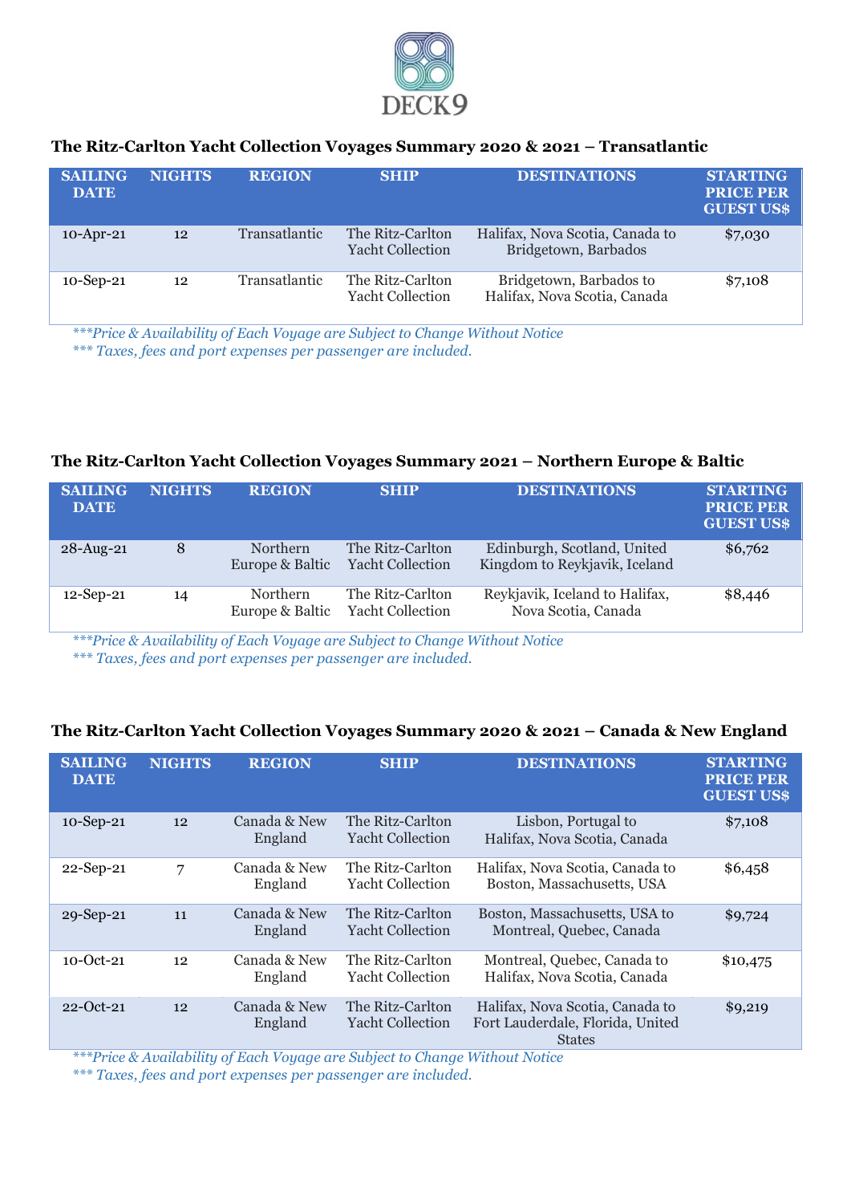DECK9

### The Ritz-Carlton Yacht Collection Voyages Summary 2020 & 2021 – Transatlantic

| SAILING DATE | NIGHTS | REGION | SHIP | DESTINATIONS | STARTING PRICE PER GUEST US$ |
|---|---|---|---|---|---|
| 10-Apr-21 | 12 | Transatlantic | The Ritz-Carlton Yacht Collection | Halifax, Nova Scotia, Canada to Bridgetown, Barbados | $7,030 |
| 10-Sep-21 | 12 | Transatlantic | The Ritz-Carlton Yacht Collection | Bridgetown, Barbados to Halifax, Nova Scotia, Canada | $7,108 |

*\*\*\*Price & Availability of Each Voyage are Subject to Change Without Notice*
*\*\*\* Taxes, fees and port expenses per passenger are included.*

### The Ritz-Carlton Yacht Collection Voyages Summary 2021 – Northern Europe & Baltic

| SAILING DATE | NIGHTS | REGION | SHIP | DESTINATIONS | STARTING PRICE PER GUEST US$ |
|---|---|---|---|---|---|
| 28-Aug-21 | 8 | Northern Europe & Baltic | The Ritz-Carlton Yacht Collection | Edinburgh, Scotland, United Kingdom to Reykjavik, Iceland | $6,762 |
| 12-Sep-21 | 14 | Northern Europe & Baltic | The Ritz-Carlton Yacht Collection | Reykjavik, Iceland to Halifax, Nova Scotia, Canada | $8,446 |

*\*\*\*Price & Availability of Each Voyage are Subject to Change Without Notice*
*\*\*\* Taxes, fees and port expenses per passenger are included.*

### The Ritz-Carlton Yacht Collection Voyages Summary 2020 & 2021 – Canada & New England

| SAILING DATE | NIGHTS | REGION | SHIP | DESTINATIONS | STARTING PRICE PER GUEST US$ |
|---|---|---|---|---|---|
| 10-Sep-21 | 12 | Canada & New England | The Ritz-Carlton Yacht Collection | Lisbon, Portugal to Halifax, Nova Scotia, Canada | $7,108 |
| 22-Sep-21 | 7 | Canada & New England | The Ritz-Carlton Yacht Collection | Halifax, Nova Scotia, Canada to Boston, Massachusetts, USA | $6,458 |
| 29-Sep-21 | 11 | Canada & New England | The Ritz-Carlton Yacht Collection | Boston, Massachusetts, USA to Montreal, Quebec, Canada | $9,724 |
| 10-Oct-21 | 12 | Canada & New England | The Ritz-Carlton Yacht Collection | Montreal, Quebec, Canada to Halifax, Nova Scotia, Canada | $10,475 |
| 22-Oct-21 | 12 | Canada & New England | The Ritz-Carlton Yacht Collection | Halifax, Nova Scotia, Canada to Fort Lauderdale, Florida, United States | $9,219 |

*\*\*\*Price & Availability of Each Voyage are Subject to Change Without Notice*
*\*\*\* Taxes, fees and port expenses per passenger are included.*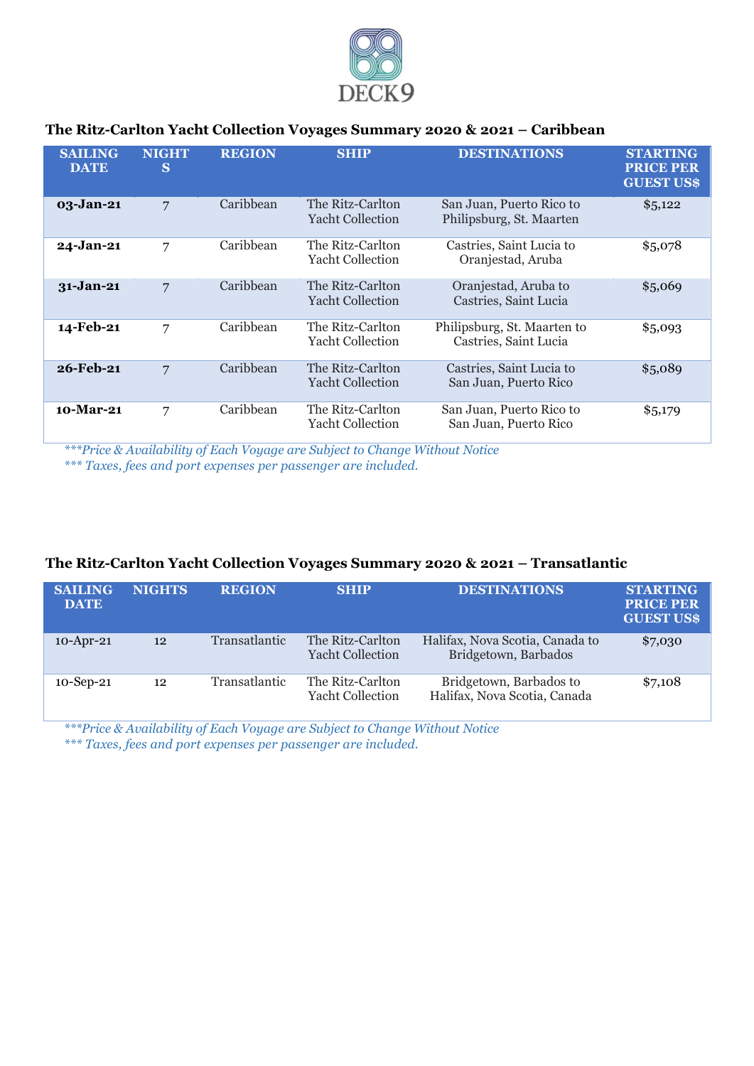DECK9

### The Ritz-Carlton Yacht Collection Voyages Summary 2020 & 2021 – Caribbean

| SAILING DATE | NIGHTS | REGION | SHIP | DESTINATIONS | STARTING PRICE PER GUEST US$ |
|---|---|---|---|---|---|
| **03-Jan-21** | 7 | Caribbean | The Ritz-Carlton Yacht Collection | San Juan, Puerto Rico to Philipsburg, St. Maarten | $5,122 |
| **24-Jan-21** | 7 | Caribbean | The Ritz-Carlton Yacht Collection | Castries, Saint Lucia to Oranjestad, Aruba | $5,078 |
| **31-Jan-21** | 7 | Caribbean | The Ritz-Carlton Yacht Collection | Oranjestad, Aruba to Castries, Saint Lucia | $5,069 |
| **14-Feb-21** | 7 | Caribbean | The Ritz-Carlton Yacht Collection | Philipsburg, St. Maarten to Castries, Saint Lucia | $5,093 |
| **26-Feb-21** | 7 | Caribbean | The Ritz-Carlton Yacht Collection | Castries, Saint Lucia to San Juan, Puerto Rico | $5,089 |
| **10-Mar-21** | 7 | Caribbean | The Ritz-Carlton Yacht Collection | San Juan, Puerto Rico to San Juan, Puerto Rico | $5,179 |

*\*\*\*Price & Availability of Each Voyage are Subject to Change Without Notice*

*\*\*\* Taxes, fees and port expenses per passenger are included.*

### The Ritz-Carlton Yacht Collection Voyages Summary 2020 & 2021 – Transatlantic

| SAILING DATE | NIGHTS | REGION | SHIP | DESTINATIONS | STARTING PRICE PER GUEST US$ |
|---|---|---|---|---|---|
| 10-Apr-21 | 12 | Transatlantic | The Ritz-Carlton Yacht Collection | Halifax, Nova Scotia, Canada to Bridgetown, Barbados | $7,030 |
| 10-Sep-21 | 12 | Transatlantic | The Ritz-Carlton Yacht Collection | Bridgetown, Barbados to Halifax, Nova Scotia, Canada | $7,108 |

*\*\*\*Price & Availability of Each Voyage are Subject to Change Without Notice*

*\*\*\* Taxes, fees and port expenses per passenger are included.*